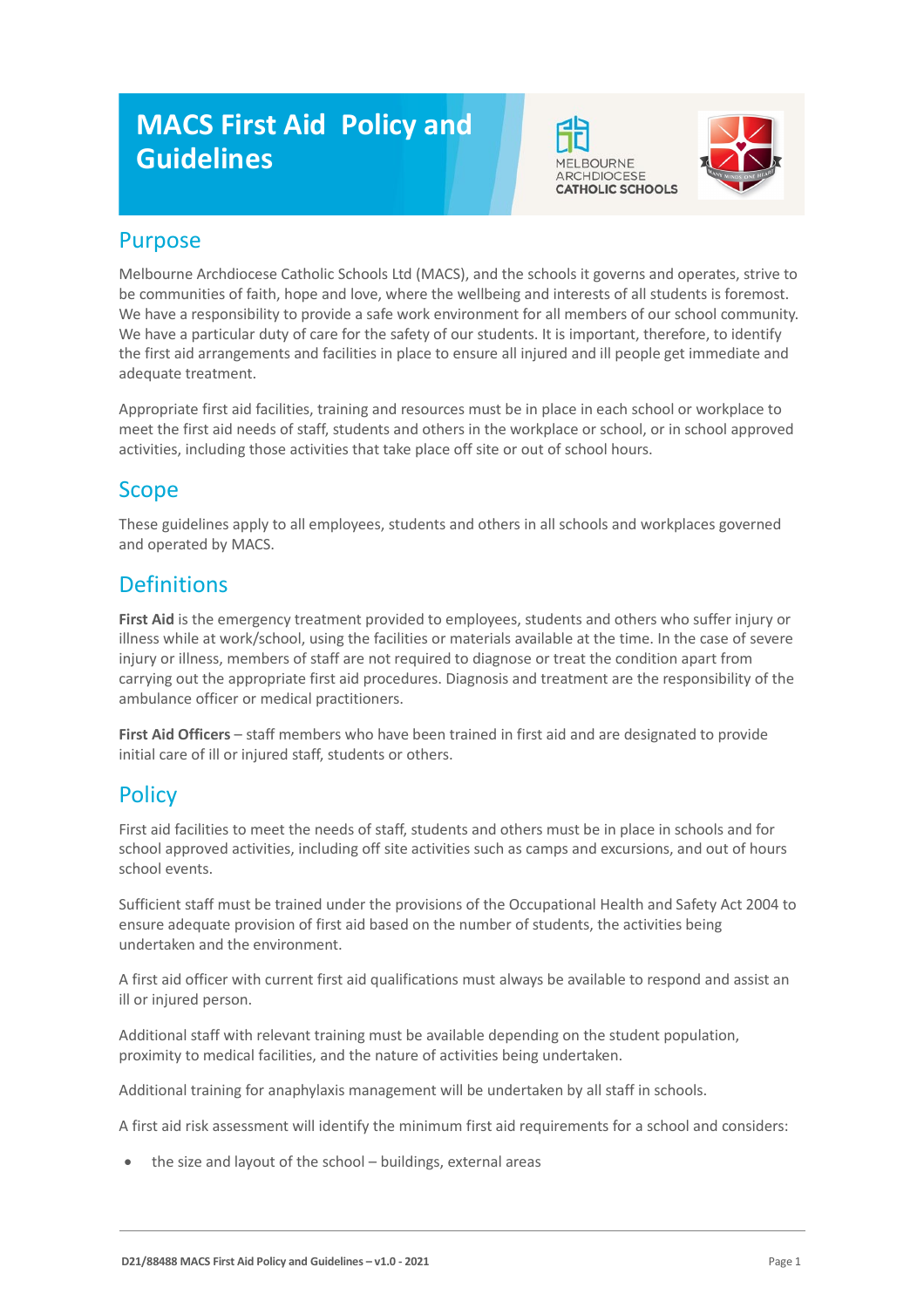# MACS First Aid Policy and Guidelines

## Purpose

Melbourne Archdiocese Catholic Schools Ltd (MACS), and the schools it governs and operates, strive to be communities of faith, hope and love, where the wellbeing and interests of all students is foremost. We have a responsibility to provide a safe work environment for all members of our school community. We have a particular duty of care for the safety of our students. It is important, therefore, to identify the first aid arrangements and facilities in place to ensure all injured and ill people get immediate and adequate treatment.

Appropriate first aid facilities, training and resources must be in place in each school or workplace to meet the first aid needs of staff, students and others in the workplace or school, or in school approved activities, including those activities that take place off site or out of school hours.

## Scope

These guidelines apply to all employees, students and others in all schools and workplaces governed and operated by MACS.

## Definitions

**First Aid** is the emergency treatment provided to employees, students and others who suffer injury or illness while at work/school, using the facilities or materials available at the time. In the case of severe injury or illness, members of staff are not required to diagnose or treat the condition apart from carrying out the appropriate first aid procedures. Diagnosis and treatment are the responsibility of the ambulance officer or medical practitioners.

**First Aid Officers** – staff members who have been trained in first aid and are designated to provide initial care of ill or injured staff, students or others.

## Policy

First aid facilities to meet the needs of staff, students and others must be in place in schools and for school approved activities, including off site activities such as camps and excursions, and out of hours school events.

Sufficient staff must be trained under the provisions of the Occupational Health and Safety Act 2004 to ensure adequate provision of first aid based on the number of students, the activities being undertaken and the environment.

A first aid officer with current first aid qualifications must always be available to respond and assist an ill or injured person.

Additional staff with relevant training must be available depending on the student population, proximity to medical facilities, and the nature of activities being undertaken.

Additional training for anaphylaxis management will be undertaken by all staff in schools.

A first aid risk assessment will identify the minimum first aid requirements for a school and considers:

- the size and layout of the school – buildings, external areas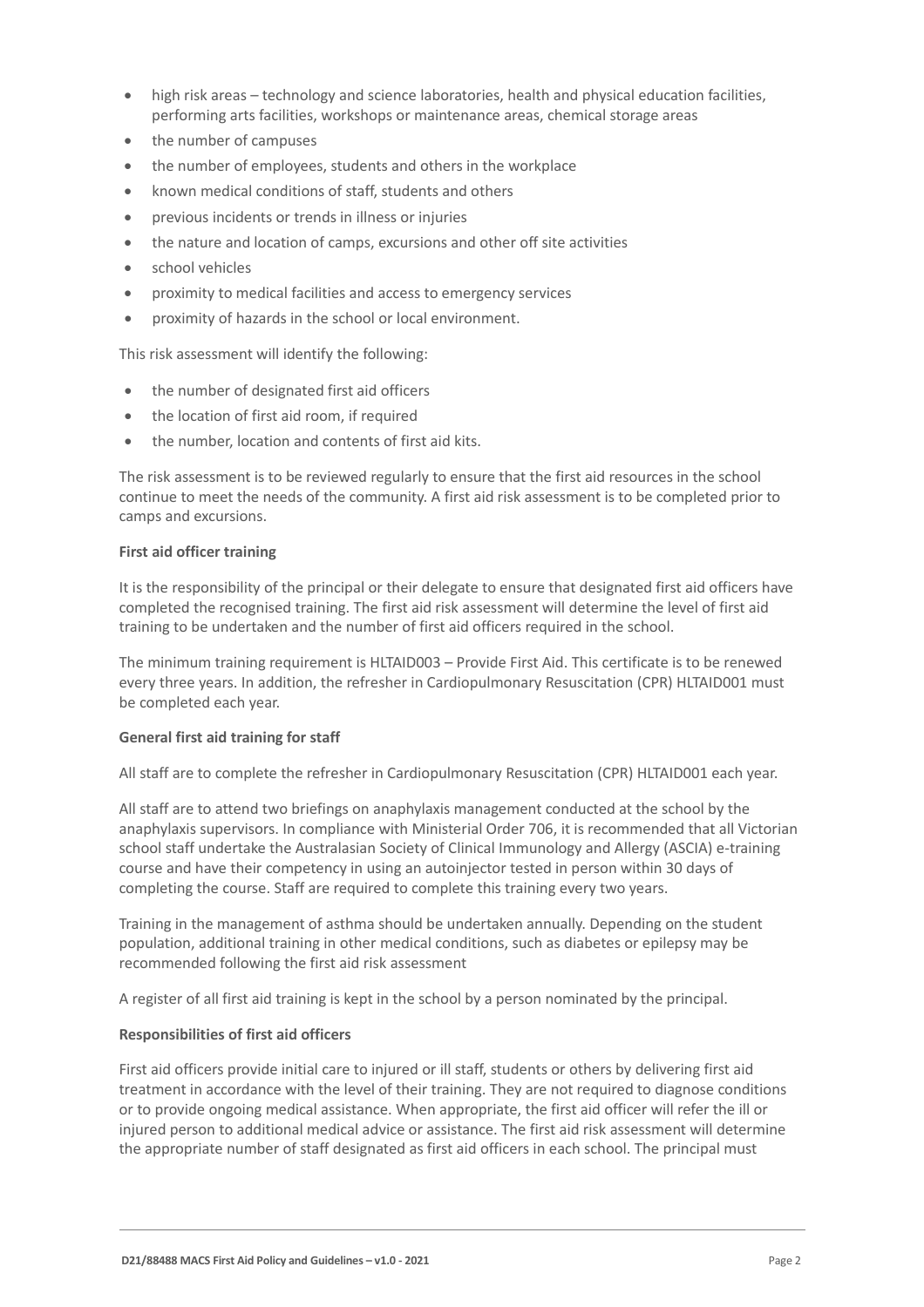- high risk areas – technology and science laboratories, health and physical education facilities, performing arts facilities, workshops or maintenance areas, chemical storage areas
- the number of campuses
- the number of employees, students and others in the workplace
- known medical conditions of staff, students and others
- previous incidents or trends in illness or injuries
- the nature and location of camps, excursions and other off site activities
- school vehicles
- proximity to medical facilities and access to emergency services
- proximity of hazards in the school or local environment.

This risk assessment will identify the following:

- the number of designated first aid officers
- the location of first aid room, if required
- the number, location and contents of first aid kits.

The risk assessment is to be reviewed regularly to ensure that the first aid resources in the school continue to meet the needs of the community. A first aid risk assessment is to be completed prior to camps and excursions.

**First aid officer training**

It is the responsibility of the principal or their delegate to ensure that designated first aid officers have completed the recognised training. The first aid risk assessment will determine the level of first aid training to be undertaken and the number of first aid officers required in the school.

The minimum training requirement is HLTAID003 – Provide First Aid. This certificate is to be renewed every three years. In addition, the refresher in Cardiopulmonary Resuscitation (CPR) HLTAID001 must be completed each year.

**General first aid training for staff**

All staff are to complete the refresher in Cardiopulmonary Resuscitation (CPR) HLTAID001 each year.

All staff are to attend two briefings on anaphylaxis management conducted at the school by the anaphylaxis supervisors. In compliance with Ministerial Order 706, it is recommended that all Victorian school staff undertake the Australasian Society of Clinical Immunology and Allergy (ASCIA) e-training course and have their competency in using an autoinjector tested in person within 30 days of completing the course. Staff are required to complete this training every two years.

Training in the management of asthma should be undertaken annually. Depending on the student population, additional training in other medical conditions, such as diabetes or epilepsy may be recommended following the first aid risk assessment

A register of all first aid training is kept in the school by a person nominated by the principal.

**Responsibilities of first aid officers**

First aid officers provide initial care to injured or ill staff, students or others by delivering first aid treatment in accordance with the level of their training. They are not required to diagnose conditions or to provide ongoing medical assistance. When appropriate, the first aid officer will refer the ill or injured person to additional medical advice or assistance. The first aid risk assessment will determine the appropriate number of staff designated as first aid officers in each school. The principal must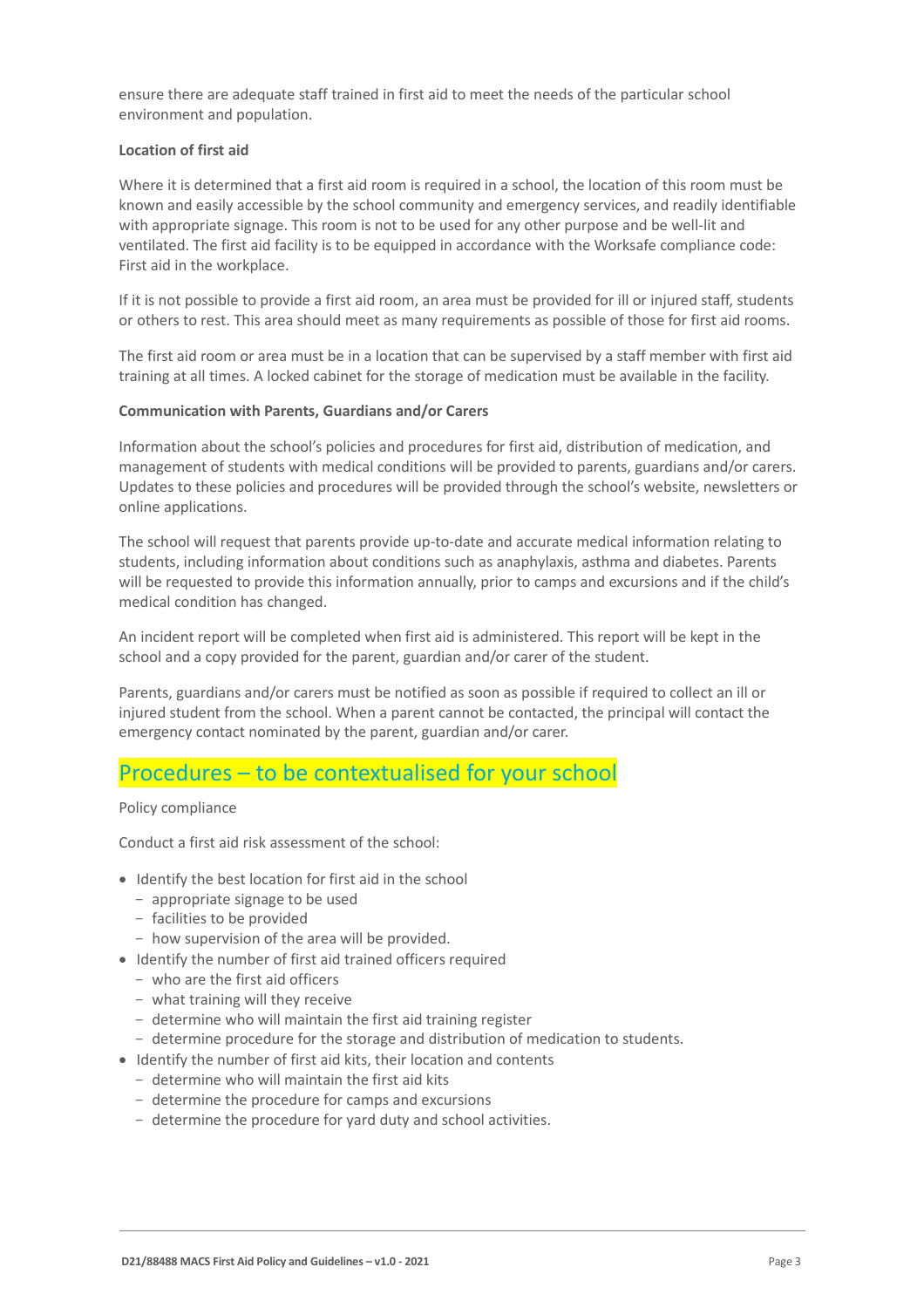ensure there are adequate staff trained in first aid to meet the needs of the particular school environment and population.

**Location of first aid**

Where it is determined that a first aid room is required in a school, the location of this room must be known and easily accessible by the school community and emergency services, and readily identifiable with appropriate signage. This room is not to be used for any other purpose and be well-lit and ventilated. The first aid facility is to be equipped in accordance with the Worksafe compliance code: First aid in the workplace.

If it is not possible to provide a first aid room, an area must be provided for ill or injured staff, students or others to rest. This area should meet as many requirements as possible of those for first aid rooms.

The first aid room or area must be in a location that can be supervised by a staff member with first aid training at all times. A locked cabinet for the storage of medication must be available in the facility.

**Communication with Parents, Guardians and/or Carers**

Information about the school's policies and procedures for first aid, distribution of medication, and management of students with medical conditions will be provided to parents, guardians and/or carers. Updates to these policies and procedures will be provided through the school's website, newsletters or online applications.

The school will request that parents provide up-to-date and accurate medical information relating to students, including information about conditions such as anaphylaxis, asthma and diabetes. Parents will be requested to provide this information annually, prior to camps and excursions and if the child's medical condition has changed.

An incident report will be completed when first aid is administered. This report will be kept in the school and a copy provided for the parent, guardian and/or carer of the student.

Parents, guardians and/or carers must be notified as soon as possible if required to collect an ill or injured student from the school. When a parent cannot be contacted, the principal will contact the emergency contact nominated by the parent, guardian and/or carer.

## Procedures – to be contextualised for your school

Policy compliance

Conduct a first aid risk assessment of the school:

- Identify the best location for first aid in the school
  - appropriate signage to be used
  - facilities to be provided
  - how supervision of the area will be provided.
- Identify the number of first aid trained officers required
  - who are the first aid officers
  - what training will they receive
  - determine who will maintain the first aid training register
  - determine procedure for the storage and distribution of medication to students.
- Identify the number of first aid kits, their location and contents
  - determine who will maintain the first aid kits
  - determine the procedure for camps and excursions
  - determine the procedure for yard duty and school activities.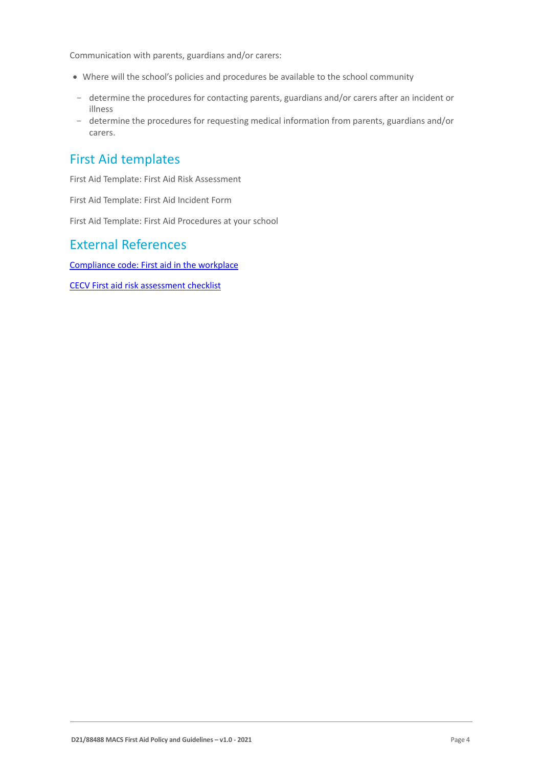Communication with parents, guardians and/or carers:

- Where will the school's policies and procedures be available to the school community
  - determine the procedures for contacting parents, guardians and/or carers after an incident or illness
  - determine the procedures for requesting medical information from parents, guardians and/or carers.

## First Aid templates

First Aid Template: First Aid Risk Assessment

First Aid Template: First Aid Incident Form

First Aid Template: First Aid Procedures at your school

## External References

Compliance code: First aid in the workplace

CECV First aid risk assessment checklist